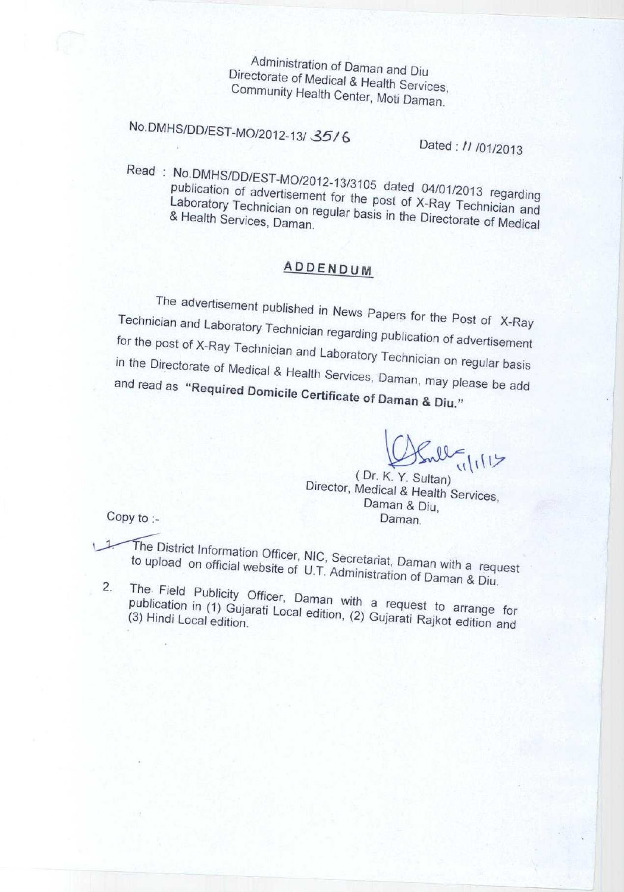Administration of Daman and Diu
Directorate of Medical & Health Services,
Community Health Center, Moti Daman.

No.DMHS/DD/EST-MO/2012-13/ 3516 Dated : 11 /01/2013

Read : No.DMHS/DD/EST-MO/2012-13/3105 dated 04/01/2013 regarding publication of advertisement for the post of X-Ray Technician and Laboratory Technician on regular basis in the Directorate of Medical & Health Services, Daman.

## ADDENDUM

The advertisement published in News Papers for the Post of X-Ray Technician and Laboratory Technician regarding publication of advertisement for the post of X-Ray Technician and Laboratory Technician on regular basis in the Directorate of Medical & Health Services, Daman, may please be add and read as **"Required Domicile Certificate of Daman & Diu."**

(Dr. K. Y. Sultan)
Director, Medical & Health Services,
Daman & Diu,
Daman.

Copy to :-

1. The District Information Officer, NIC, Secretariat, Daman with a request to upload on official website of U.T. Administration of Daman & Diu.
2. The Field Publicity Officer, Daman with a request to arrange for publication in (1) Gujarati Local edition, (2) Gujarati Rajkot edition and (3) Hindi Local edition.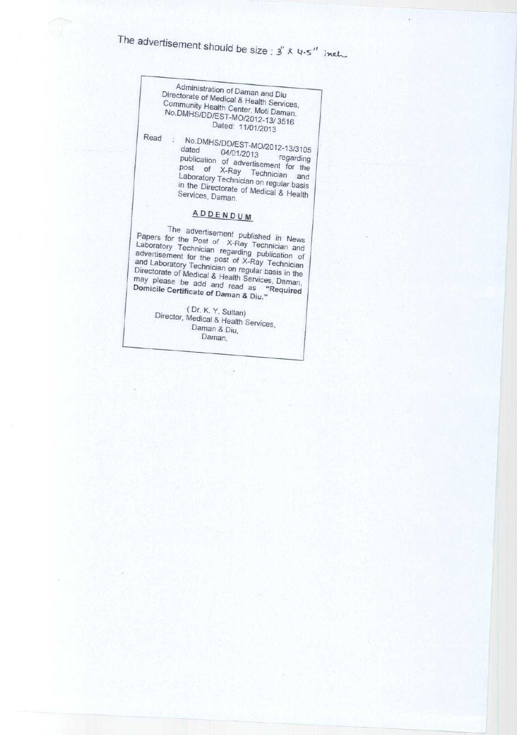The advertisement should be size : 3" x 4.5" inch

Administration of Daman and Diu
Directorate of Medical & Health Services,
Community Health Center, Moti Daman.
No.DMHS/DD/EST-MO/2012-13/ 3516
Dated: 11/01/2013

Read : No.DMHS/DD/EST-MO/2012-13/3105 dated 04/01/2013 regarding publication of advertisement for the post of X-Ray Technician and Laboratory Technician on regular basis in the Directorate of Medical & Health Services, Daman.

## ADDENDUM

The advertisement published in News Papers for the Post of X-Ray Technician and Laboratory Technician regarding publication of advertisement for the post of X-Ray Technician and Laboratory Technician on regular basis in the Directorate of Medical & Health Services, Daman, may please be add and read as **"Required Domicile Certificate of Daman & Diu."**

(Dr. K. Y. Sultan)
Director, Medical & Health Services,
Daman & Diu,
Daman.